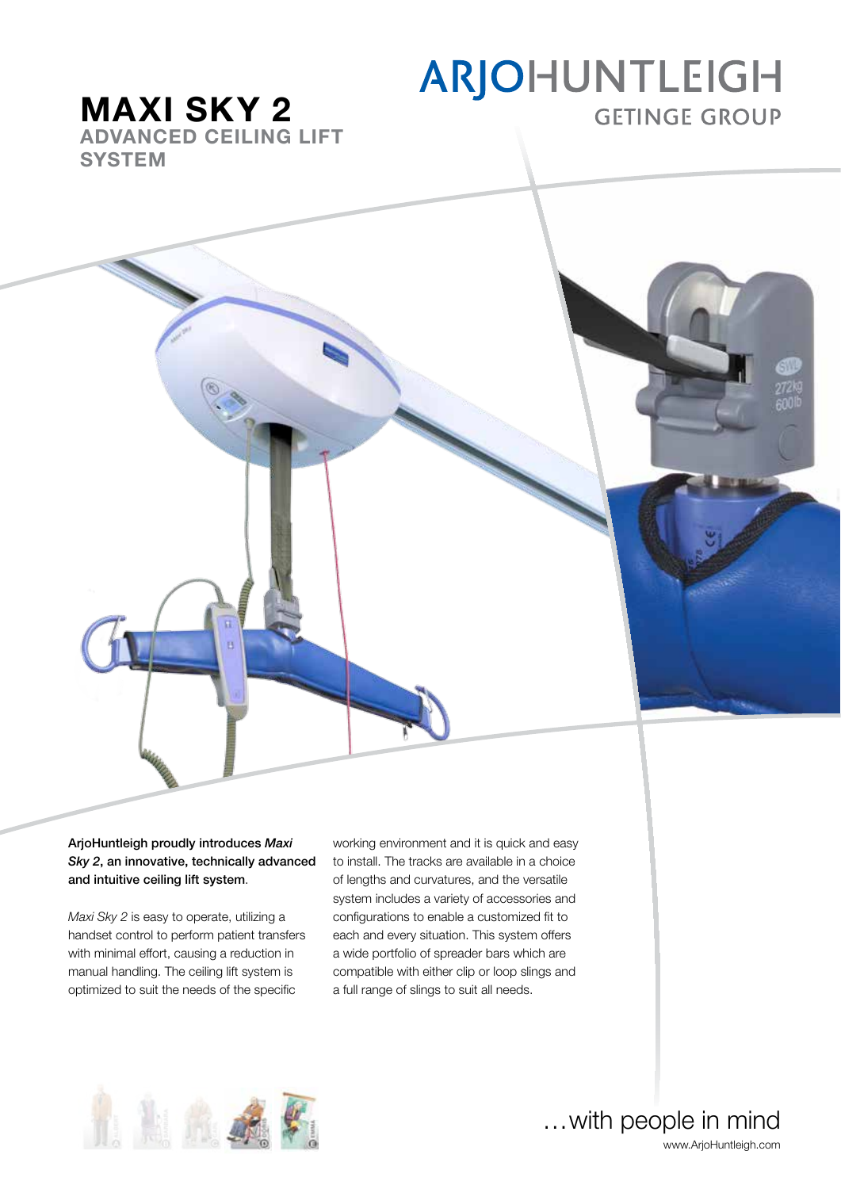ARJOHUNTLEIGH
GETINGE GROUP

# MAXI SKY 2

## ADVANCED CEILING LIFT SYSTEM

**ArjoHuntleigh proudly introduces *Maxi Sky 2*, an innovative, technically advanced and intuitive ceiling lift system.**

*Maxi Sky 2* is easy to operate, utilizing a handset control to perform patient transfers with minimal effort, causing a reduction in manual handling. The ceiling lift system is optimized to suit the needs of the specific working environment and it is quick and easy to install. The tracks are available in a choice of lengths and curvatures, and the versatile system includes a variety of accessories and configurations to enable a customized fit to each and every situation. This system offers a wide portfolio of spreader bars which are compatible with either clip or loop slings and a full range of slings to suit all needs.

…with people in mind

www.ArjoHuntleigh.com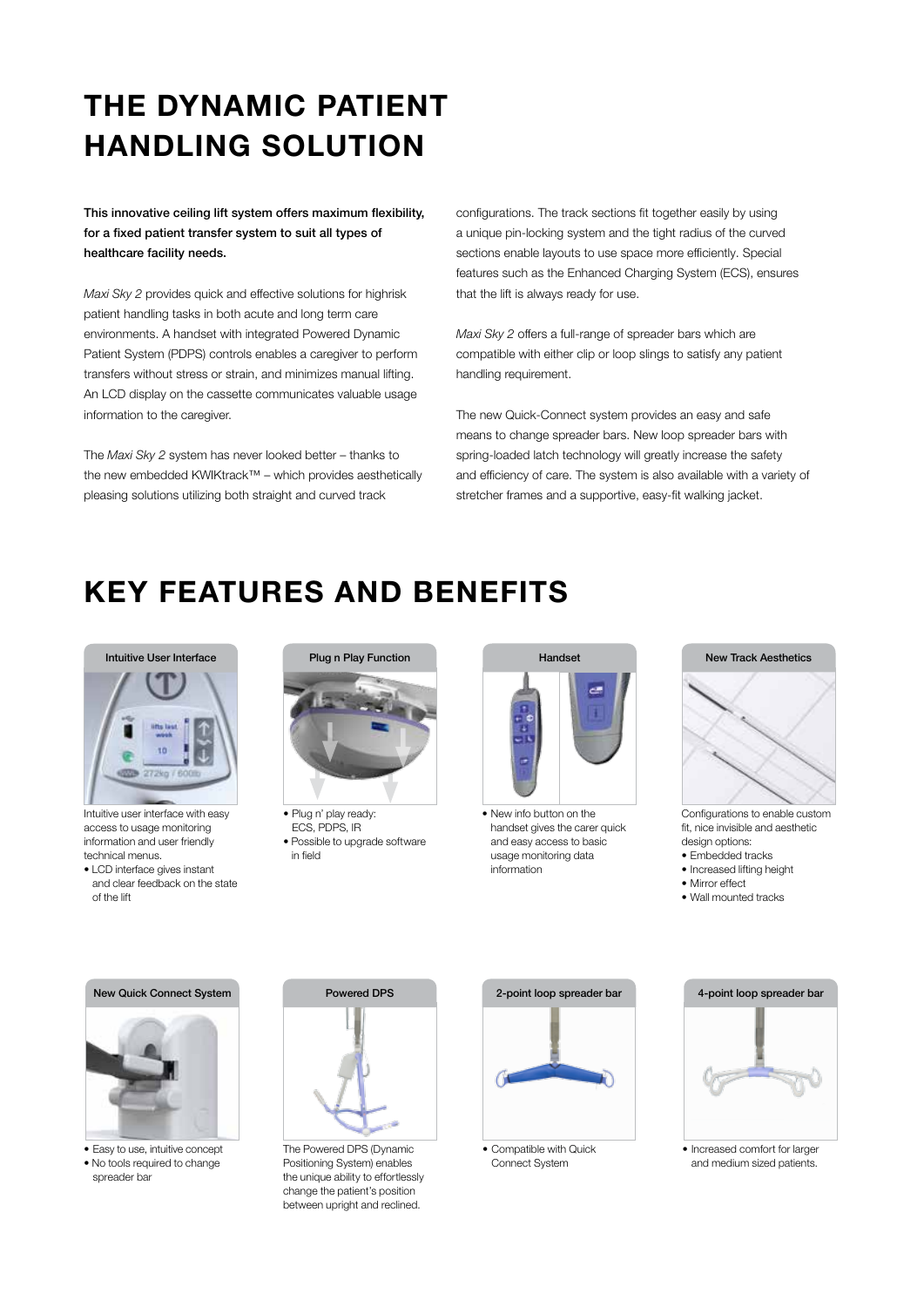# THE DYNAMIC PATIENT HANDLING SOLUTION

**This innovative ceiling lift system offers maximum flexibility, for a fixed patient transfer system to suit all types of healthcare facility needs.**

*Maxi Sky 2* provides quick and effective solutions for highrisk patient handling tasks in both acute and long term care environments. A handset with integrated Powered Dynamic Patient System (PDPS) controls enables a caregiver to perform transfers without stress or strain, and minimizes manual lifting. An LCD display on the cassette communicates valuable usage information to the caregiver.

The *Maxi Sky 2* system has never looked better – thanks to the new embedded KWIKtrack™ – which provides aesthetically pleasing solutions utilizing both straight and curved track configurations. The track sections fit together easily by using a unique pin-locking system and the tight radius of the curved sections enable layouts to use space more efficiently. Special features such as the Enhanced Charging System (ECS), ensures that the lift is always ready for use.

*Maxi Sky 2* offers a full-range of spreader bars which are compatible with either clip or loop slings to satisfy any patient handling requirement.

The new Quick-Connect system provides an easy and safe means to change spreader bars. New loop spreader bars with spring-loaded latch technology will greatly increase the safety and efficiency of care. The system is also available with a variety of stretcher frames and a supportive, easy-fit walking jacket.

# KEY FEATURES AND BENEFITS

### Intuitive User Interface

Intuitive user interface with easy access to usage monitoring information and user friendly technical menus.

- LCD interface gives instant and clear feedback on the state of the lift

### Plug n Play Function

- Plug n' play ready: ECS, PDPS, IR
- Possible to upgrade software in field

### Handset

- New info button on the handset gives the carer quick and easy access to basic usage monitoring data information

### New Track Aesthetics

Configurations to enable custom fit, nice invisible and aesthetic design options:

- Embedded tracks
- Increased lifting height
- Mirror effect
- Wall mounted tracks

### New Quick Connect System

- Easy to use, intuitive concept
- No tools required to change spreader bar

### Powered DPS

The Powered DPS (Dynamic Positioning System) enables the unique ability to effortlessly change the patient's position between upright and reclined.

### 2-point loop spreader bar

- Compatible with Quick Connect System

### 4-point loop spreader bar

- Increased comfort for larger and medium sized patients.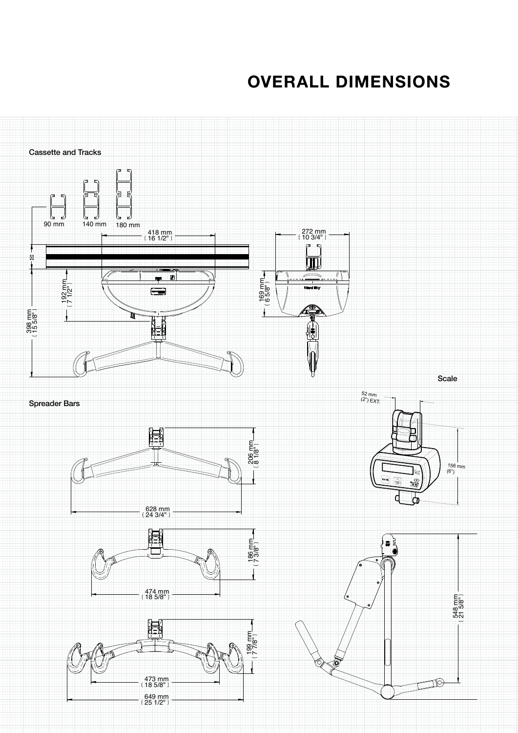# OVERALL DIMENSIONS

## Cassette and Tracks

90 mm

140 mm

180 mm

418 mm
( 16 1/2" )

272 mm
( 10 3/4" )

192 mm
( 7 1/2" )

169 mm
( 6 5/8" )

398 mm
( 15 5/8" )

## Scale

*52 mm*
*(2") EXT.*

*156 mm*
*(6")*

## Spreader Bars

206 mm
( 8 1/8" )

628 mm
( 24 3/4" )

186 mm
( 7 3/8" )

474 mm
( 18 5/8" )

199 mm
( 7 7/8" )

473 mm
( 18 5/8" )

649 mm
( 25 1/2" )

548 mm
( 21 5/8" )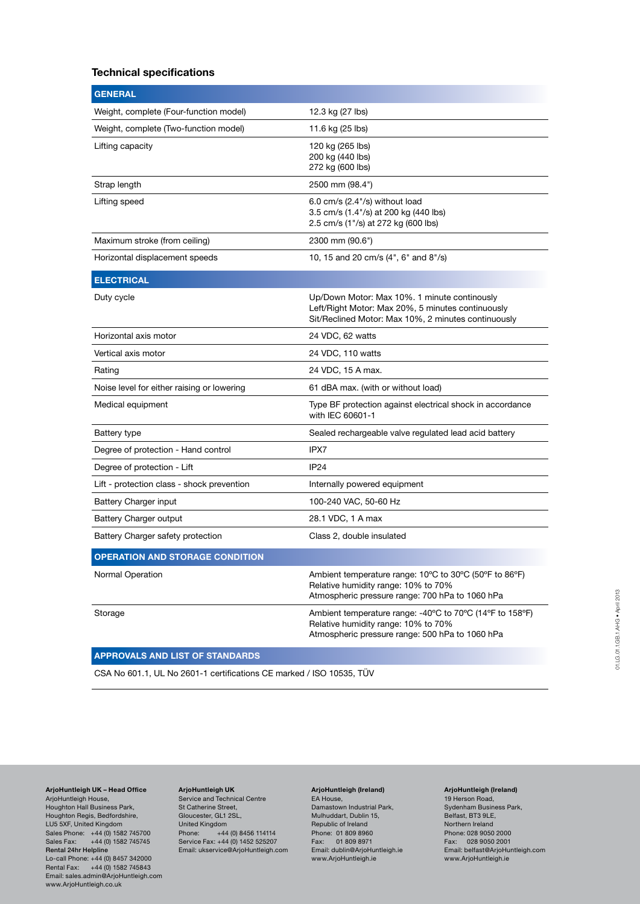## Technical specifications

| GENERAL | |
|---|---|
| Weight, complete (Four-function model) | 12.3 kg (27 lbs) |
| Weight, complete (Two-function model) | 11.6 kg (25 lbs) |
| Lifting capacity | 120 kg (265 lbs)<br>200 kg (440 lbs)<br>272 kg (600 lbs) |
| Strap length | 2500 mm (98.4") |
| Lifting speed | 6.0 cm/s (2.4"/s) without load<br>3.5 cm/s (1.4"/s) at 200 kg (440 lbs)<br>2.5 cm/s (1"/s) at 272 kg (600 lbs) |
| Maximum stroke (from ceiling) | 2300 mm (90.6") |
| Horizontal displacement speeds | 10, 15 and 20 cm/s (4", 6" and 8"/s) |
| **ELECTRICAL** | |
| Duty cycle | Up/Down Motor: Max 10%. 1 minute continously<br>Left/Right Motor: Max 20%, 5 minutes continuously<br>Sit/Reclined Motor: Max 10%, 2 minutes continuously |
| Horizontal axis motor | 24 VDC, 62 watts |
| Vertical axis motor | 24 VDC, 110 watts |
| Rating | 24 VDC, 15 A max. |
| Noise level for either raising or lowering | 61 dBA max. (with or without load) |
| Medical equipment | Type BF protection against electrical shock in accordance with IEC 60601-1 |
| Battery type | Sealed rechargeable valve regulated lead acid battery |
| Degree of protection - Hand control | IPX7 |
| Degree of protection - Lift | IP24 |
| Lift - protection class - shock prevention | Internally powered equipment |
| Battery Charger input | 100-240 VAC, 50-60 Hz |
| Battery Charger output | 28.1 VDC, 1 A max |
| Battery Charger safety protection | Class 2, double insulated |
| **OPERATION AND STORAGE CONDITION** | |
| Normal Operation | Ambient temperature range: 10ºC to 30ºC (50ºF to 86ºF)<br>Relative humidity range: 10% to 70%<br>Atmospheric pressure range: 700 hPa to 1060 hPa |
| Storage | Ambient temperature range: -40ºC to 70ºC (14ºF to 158ºF)<br>Relative humidity range: 10% to 70%<br>Atmospheric pressure range: 500 hPa to 1060 hPa |

**APPROVALS AND LIST OF STANDARDS**

CSA No 601.1, UL No 2601-1 certifications CE marked / ISO 10535, TÜV

01.LG.01.1.GB.1 AHG • April 2013

**ArjoHuntleigh UK – Head Office**
ArjoHuntleigh House,
Houghton Hall Business Park,
Houghton Regis, Bedfordshire,
LU5 5XF, United Kingdom
Sales Phone: +44 (0) 1582 745700
Sales Fax: +44 (0) 1582 745745
**Rental 24hr Helpline**
Lo-call Phone: +44 (0) 8457 342000
Rental Fax: +44 (0) 1582 745843
Email: sales.admin@ArjoHuntleigh.com
www.ArjoHuntleigh.co.uk

**ArjoHuntleigh UK**
Service and Technical Centre
St Catherine Street,
Gloucester, GL1 2SL,
United Kingdom
Phone: +44 (0) 8456 114114
Service Fax: +44 (0) 1452 525207
Email: ukservice@ArjoHuntleigh.com

**ArjoHuntleigh (Ireland)**
EA House,
Damastown Industrial Park,
Mulhuddart, Dublin 15,
Republic of Ireland
Phone: 01 809 8960
Fax: 01 809 8971
Email: dublin@ArjoHuntleigh.ie
www.ArjoHuntleigh.ie

**ArjoHuntleigh (Ireland)**
19 Herson Road,
Sydenham Business Park,
Belfast, BT3 9LE,
Northern Ireland
Phone: 028 9050 2000
Fax: 028 9050 2001
Email: belfast@ArjoHuntleigh.com
www.ArjoHuntleigh.ie